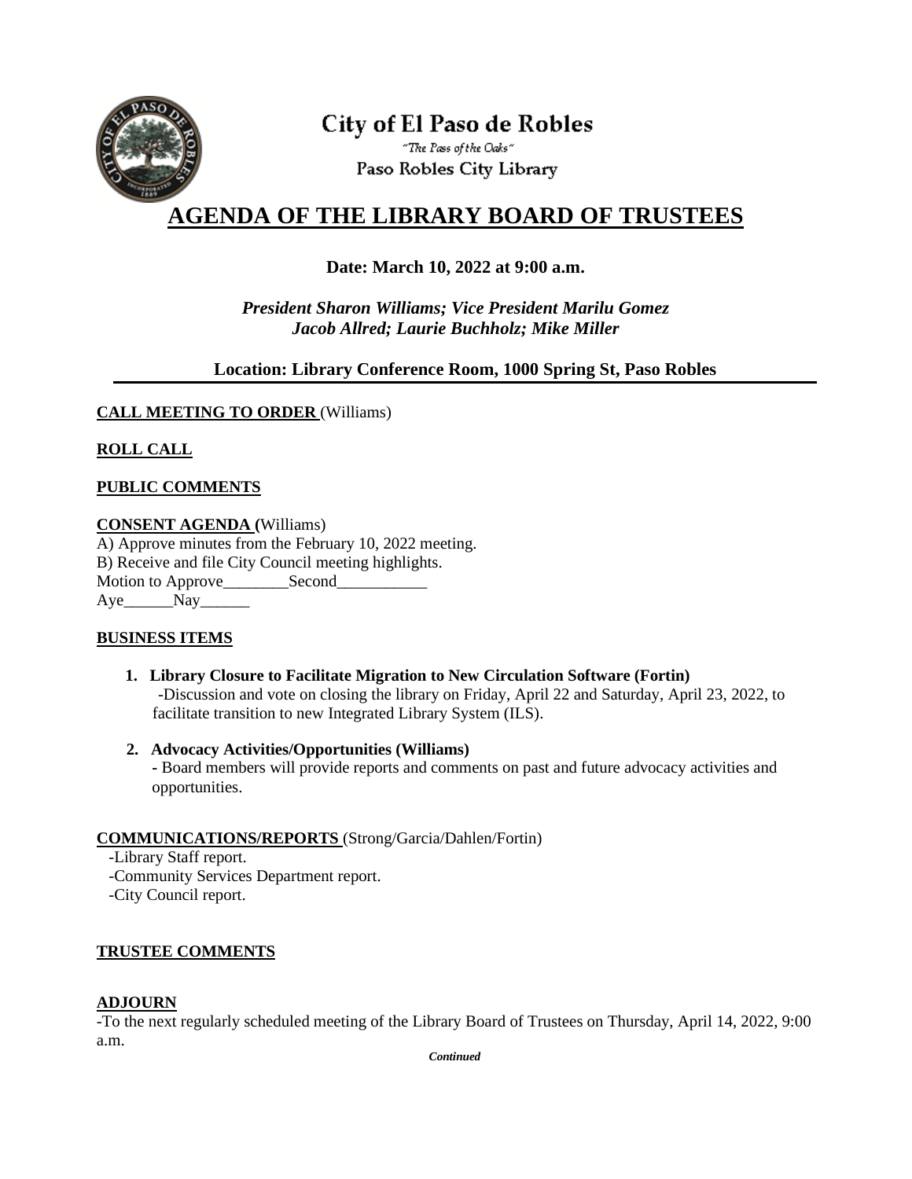City of El Paso de Robles

"The Pass of the Oaks"

Paso Robles City Library

# AGENDA OF THE LIBRARY BOARD OF TRUSTEES

**Date: March 10, 2022 at 9:00 a.m.**

***President Sharon Williams; Vice President Marilu Gomez***
***Jacob Allred; Laurie Buchholz; Mike Miller***

**Location: Library Conference Room, 1000 Spring St, Paso Robles**

---

**CALL MEETING TO ORDER** (Williams)

**ROLL CALL**

**PUBLIC COMMENTS**

**CONSENT AGENDA (**Williams)
A) Approve minutes from the February 10, 2022 meeting.
B) Receive and file City Council meeting highlights.
Motion to Approve________Second___________
Aye______Nay______

**BUSINESS ITEMS**

1. **Library Closure to Facilitate Migration to New Circulation Software (Fortin)**
   -Discussion and vote on closing the library on Friday, April 22 and Saturday, April 23, 2022, to facilitate transition to new Integrated Library System (ILS).

2. **Advocacy Activities/Opportunities (Williams)**
   - Board members will provide reports and comments on past and future advocacy activities and opportunities.

**COMMUNICATIONS/REPORTS** (Strong/Garcia/Dahlen/Fortin)
-Library Staff report.
-Community Services Department report.
-City Council report.

**TRUSTEE COMMENTS**

**ADJOURN**
-To the next regularly scheduled meeting of the Library Board of Trustees on Thursday, April 14, 2022, 9:00 a.m.

*Continued*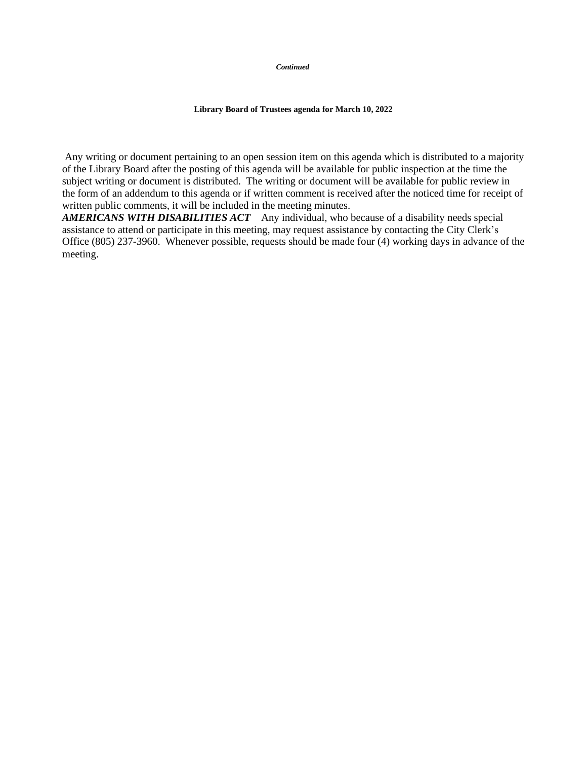*Continued*

**Library Board of Trustees agenda for March 10, 2022**

Any writing or document pertaining to an open session item on this agenda which is distributed to a majority of the Library Board after the posting of this agenda will be available for public inspection at the time the subject writing or document is distributed. The writing or document will be available for public review in the form of an addendum to this agenda or if written comment is received after the noticed time for receipt of written public comments, it will be included in the meeting minutes.

***AMERICANS WITH DISABILITIES ACT*** Any individual, who because of a disability needs special assistance to attend or participate in this meeting, may request assistance by contacting the City Clerk's Office (805) 237-3960. Whenever possible, requests should be made four (4) working days in advance of the meeting.